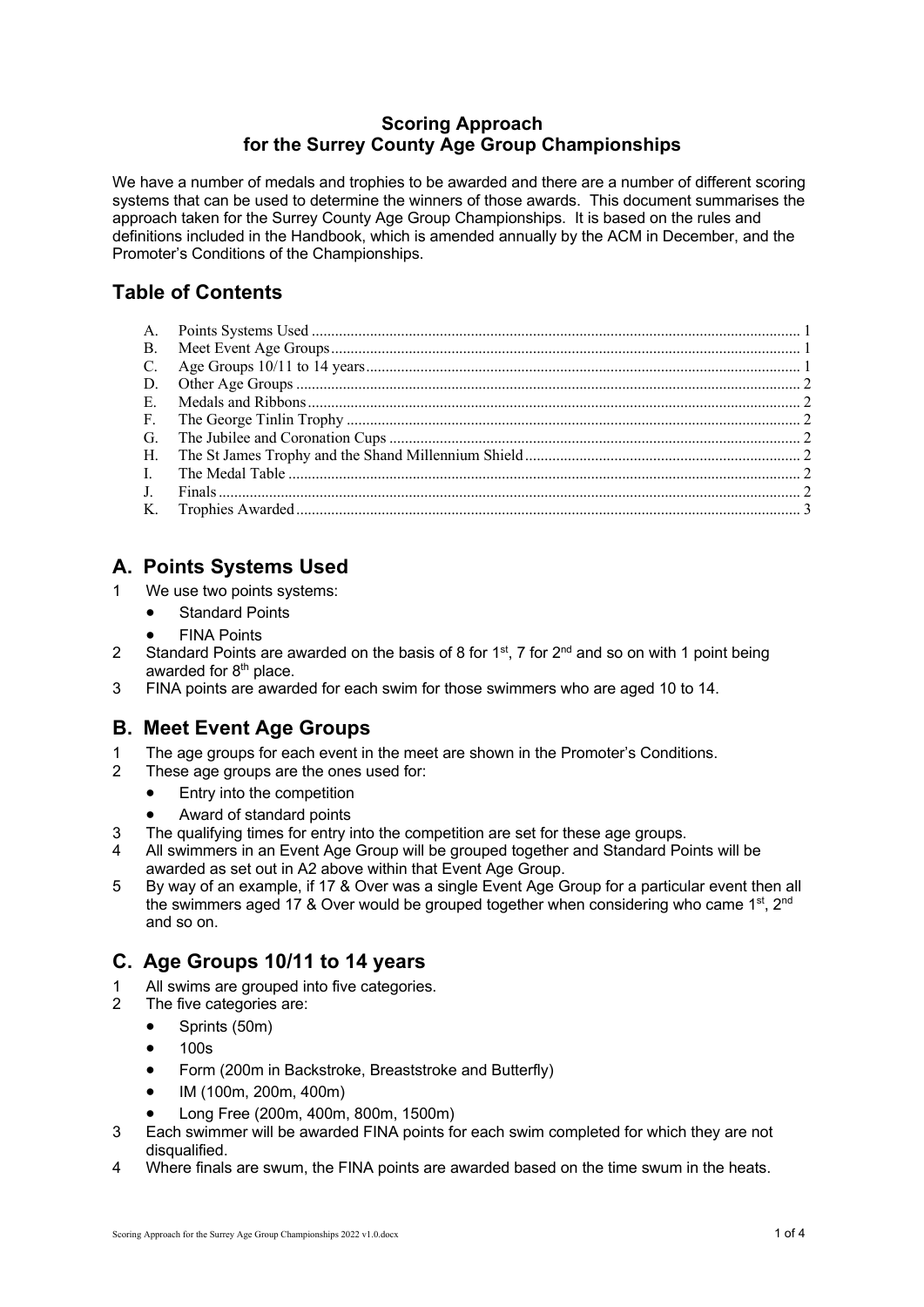# Scoring Approach for the Surrey County Age Group Championships

We have a number of medals and trophies to be awarded and there are a number of different scoring systems that can be used to determine the winners of those awards. This document summarises the approach taken for the Surrey County Age Group Championships. It is based on the rules and definitions included in the Handbook, which is amended annually by the ACM in December, and the Promoter's Conditions of the Championships.

## Table of Contents

- A. Points Systems Used ..... 1
- B. Meet Event Age Groups ..... 1
- C. Age Groups 10/11 to 14 years ..... 1
- D. Other Age Groups ..... 2
- E. Medals and Ribbons ..... 2
- F. The George Tinlin Trophy ..... 2
- G. The Jubilee and Coronation Cups ..... 2
- H. The St James Trophy and the Shand Millennium Shield ..... 2
- I. The Medal Table ..... 2
- J. Finals ..... 2
- K. Trophies Awarded ..... 3

## A. Points Systems Used

1. We use two points systems:
   - Standard Points
   - FINA Points
2. Standard Points are awarded on the basis of 8 for 1st, 7 for 2nd and so on with 1 point being awarded for 8th place.
3. FINA points are awarded for each swim for those swimmers who are aged 10 to 14.

## B. Meet Event Age Groups

1. The age groups for each event in the meet are shown in the Promoter's Conditions.
2. These age groups are the ones used for:
   - Entry into the competition
   - Award of standard points
3. The qualifying times for entry into the competition are set for these age groups.
4. All swimmers in an Event Age Group will be grouped together and Standard Points will be awarded as set out in A2 above within that Event Age Group.
5. By way of an example, if 17 & Over was a single Event Age Group for a particular event then all the swimmers aged 17 & Over would be grouped together when considering who came 1st, 2nd and so on.

## C. Age Groups 10/11 to 14 years

1. All swims are grouped into five categories.
2. The five categories are:
   - Sprints (50m)
   - 100s
   - Form (200m in Backstroke, Breaststroke and Butterfly)
   - IM (100m, 200m, 400m)
   - Long Free (200m, 400m, 800m, 1500m)
3. Each swimmer will be awarded FINA points for each swim completed for which they are not disqualified.
4. Where finals are swum, the FINA points are awarded based on the time swum in the heats.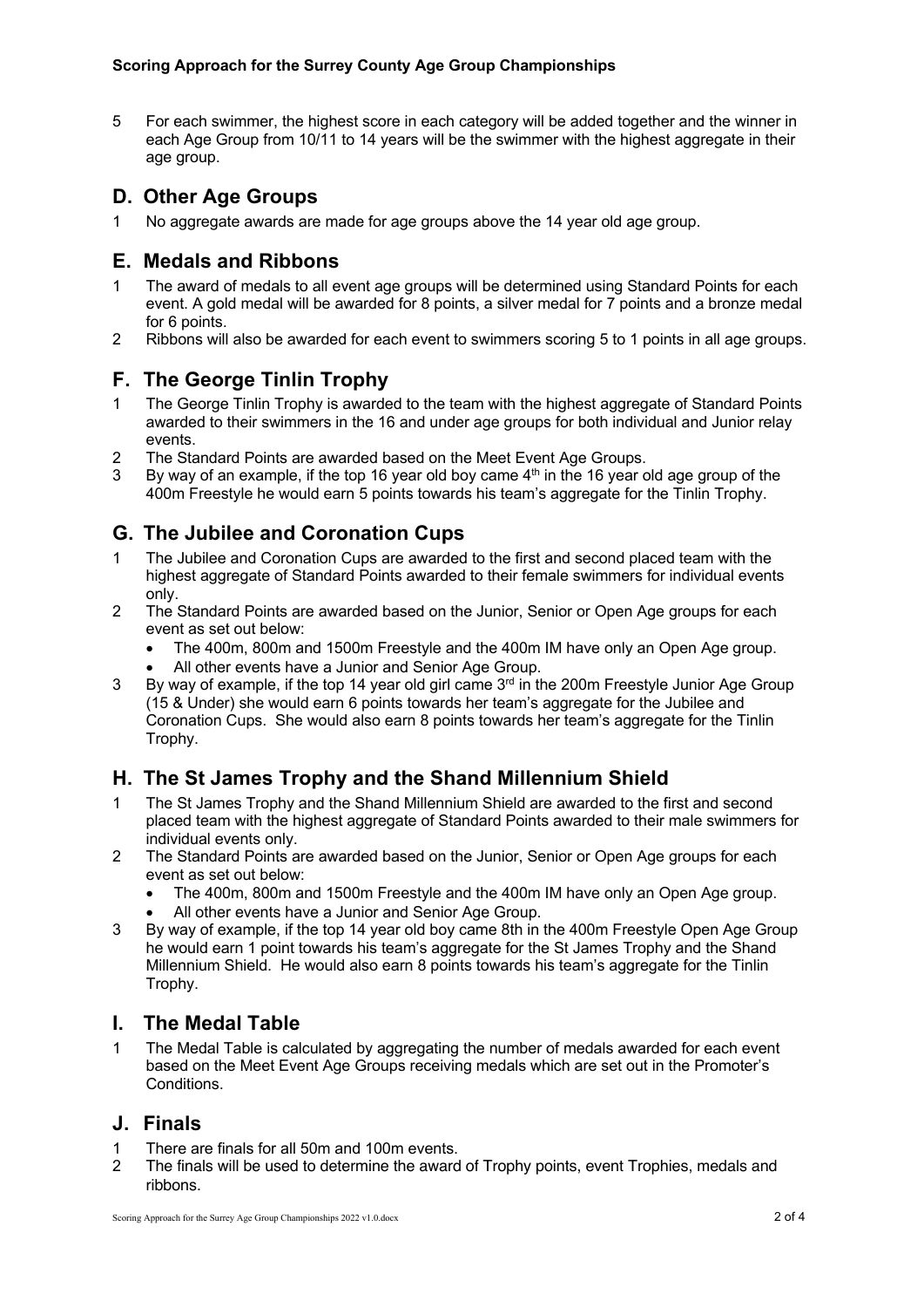5 For each swimmer, the highest score in each category will be added together and the winner in each Age Group from 10/11 to 14 years will be the swimmer with the highest aggregate in their age group.

## D. Other Age Groups

1 No aggregate awards are made for age groups above the 14 year old age group.

## E. Medals and Ribbons

1 The award of medals to all event age groups will be determined using Standard Points for each event. A gold medal will be awarded for 8 points, a silver medal for 7 points and a bronze medal for 6 points.
2 Ribbons will also be awarded for each event to swimmers scoring 5 to 1 points in all age groups.

## F. The George Tinlin Trophy

1 The George Tinlin Trophy is awarded to the team with the highest aggregate of Standard Points awarded to their swimmers in the 16 and under age groups for both individual and Junior relay events.
2 The Standard Points are awarded based on the Meet Event Age Groups.
3 By way of an example, if the top 16 year old boy came 4th in the 16 year old age group of the 400m Freestyle he would earn 5 points towards his team's aggregate for the Tinlin Trophy.

## G. The Jubilee and Coronation Cups

1 The Jubilee and Coronation Cups are awarded to the first and second placed team with the highest aggregate of Standard Points awarded to their female swimmers for individual events only.
2 The Standard Points are awarded based on the Junior, Senior or Open Age groups for each event as set out below:
   - The 400m, 800m and 1500m Freestyle and the 400m IM have only an Open Age group.
   - All other events have a Junior and Senior Age Group.
3 By way of example, if the top 14 year old girl came 3rd in the 200m Freestyle Junior Age Group (15 & Under) she would earn 6 points towards her team's aggregate for the Jubilee and Coronation Cups. She would also earn 8 points towards her team's aggregate for the Tinlin Trophy.

## H. The St James Trophy and the Shand Millennium Shield

1 The St James Trophy and the Shand Millennium Shield are awarded to the first and second placed team with the highest aggregate of Standard Points awarded to their male swimmers for individual events only.
2 The Standard Points are awarded based on the Junior, Senior or Open Age groups for each event as set out below:
   - The 400m, 800m and 1500m Freestyle and the 400m IM have only an Open Age group.
   - All other events have a Junior and Senior Age Group.
3 By way of example, if the top 14 year old boy came 8th in the 400m Freestyle Open Age Group he would earn 1 point towards his team's aggregate for the St James Trophy and the Shand Millennium Shield. He would also earn 8 points towards his team's aggregate for the Tinlin Trophy.

## I. The Medal Table

1 The Medal Table is calculated by aggregating the number of medals awarded for each event based on the Meet Event Age Groups receiving medals which are set out in the Promoter's Conditions.

## J. Finals

1 There are finals for all 50m and 100m events.
2 The finals will be used to determine the award of Trophy points, event Trophies, medals and ribbons.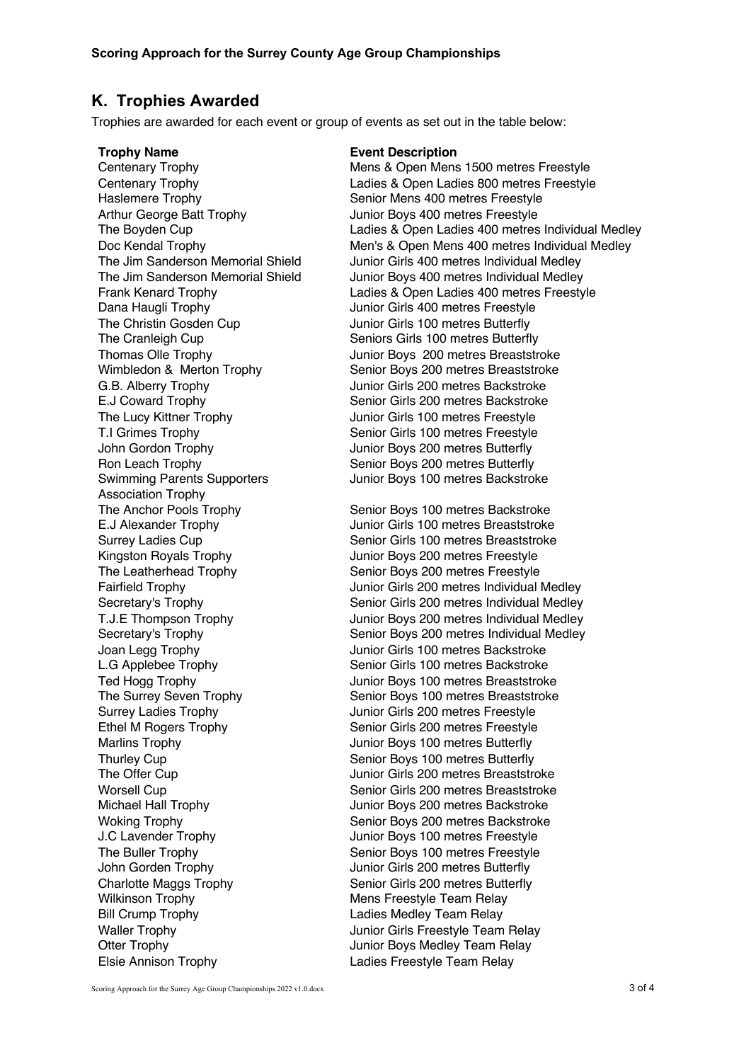## K. Trophies Awarded

Trophies are awarded for each event or group of events as set out in the table below:

| Trophy Name | Event Description |
| --- | --- |
| Centenary Trophy | Mens & Open Mens 1500 metres Freestyle |
| Centenary Trophy | Ladies & Open Ladies 800 metres Freestyle |
| Haslemere Trophy | Senior Mens 400 metres Freestyle |
| Arthur George Batt Trophy | Junior Boys 400 metres Freestyle |
| The Boyden Cup | Ladies & Open Ladies 400 metres Individual Medley |
| Doc Kendal Trophy | Men's & Open Mens 400 metres Individual Medley |
| The Jim Sanderson Memorial Shield | Junior Girls 400 metres Individual Medley |
| The Jim Sanderson Memorial Shield | Junior Boys 400 metres Individual Medley |
| Frank Kenard Trophy | Ladies & Open Ladies 400 metres Freestyle |
| Dana Haugli Trophy | Junior Girls 400 metres Freestyle |
| The Christin Gosden Cup | Junior Girls 100 metres Butterfly |
| The Cranleigh Cup | Seniors Girls 100 metres Butterfly |
| Thomas Olle Trophy | Junior Boys 200 metres Breaststroke |
| Wimbledon & Merton Trophy | Senior Boys 200 metres Breaststroke |
| G.B. Alberry Trophy | Junior Girls 200 metres Backstroke |
| E.J Coward Trophy | Senior Girls 200 metres Backstroke |
| The Lucy Kittner Trophy | Junior Girls 100 metres Freestyle |
| T.I Grimes Trophy | Senior Girls 100 metres Freestyle |
| John Gordon Trophy | Junior Boys 200 metres Butterfly |
| Ron Leach Trophy | Senior Boys 200 metres Butterfly |
| Swimming Parents Supporters Association Trophy | Junior Boys 100 metres Backstroke |
| The Anchor Pools Trophy | Senior Boys 100 metres Backstroke |
| E.J Alexander Trophy | Junior Girls 100 metres Breaststroke |
| Surrey Ladies Cup | Senior Girls 100 metres Breaststroke |
| Kingston Royals Trophy | Junior Boys 200 metres Freestyle |
| The Leatherhead Trophy | Senior Boys 200 metres Freestyle |
| Fairfield Trophy | Junior Girls 200 metres Individual Medley |
| Secretary's Trophy | Senior Girls 200 metres Individual Medley |
| T.J.E Thompson Trophy | Junior Boys 200 metres Individual Medley |
| Secretary's Trophy | Senior Boys 200 metres Individual Medley |
| Joan Legg Trophy | Junior Girls 100 metres Backstroke |
| L.G Applebee Trophy | Senior Girls 100 metres Backstroke |
| Ted Hogg Trophy | Junior Boys 100 metres Breaststroke |
| The Surrey Seven Trophy | Senior Boys 100 metres Breaststroke |
| Surrey Ladies Trophy | Junior Girls 200 metres Freestyle |
| Ethel M Rogers Trophy | Senior Girls 200 metres Freestyle |
| Marlins Trophy | Junior Boys 100 metres Butterfly |
| Thurley Cup | Senior Boys 100 metres Butterfly |
| The Offer Cup | Junior Girls 200 metres Breaststroke |
| Worsell Cup | Senior Girls 200 metres Breaststroke |
| Michael Hall Trophy | Junior Boys 200 metres Backstroke |
| Woking Trophy | Senior Boys 200 metres Backstroke |
| J.C Lavender Trophy | Junior Boys 100 metres Freestyle |
| The Buller Trophy | Senior Boys 100 metres Freestyle |
| John Gorden Trophy | Junior Girls 200 metres Butterfly |
| Charlotte Maggs Trophy | Senior Girls 200 metres Butterfly |
| Wilkinson Trophy | Mens Freestyle Team Relay |
| Bill Crump Trophy | Ladies Medley Team Relay |
| Waller Trophy | Junior Girls Freestyle Team Relay |
| Otter Trophy | Junior Boys Medley Team Relay |
| Elsie Annison Trophy | Ladies Freestyle Team Relay |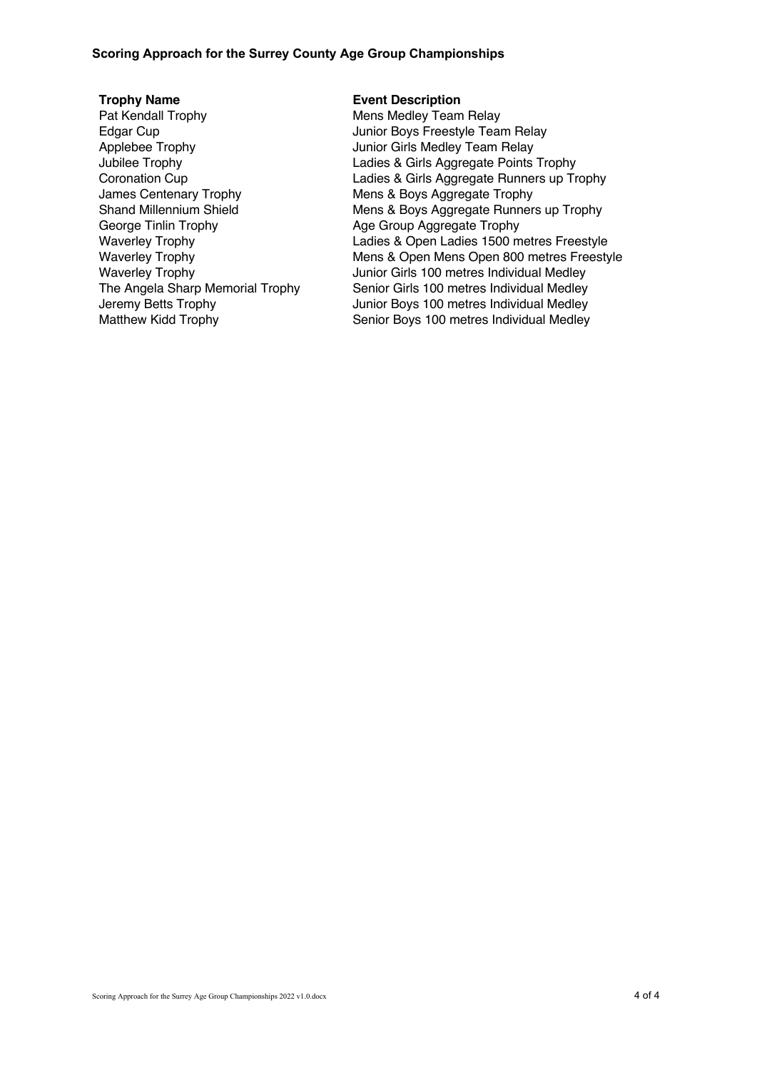**Scoring Approach for the Surrey County Age Group Championships**

| Trophy Name | Event Description |
|---|---|
| Pat Kendall Trophy | Mens Medley Team Relay |
| Edgar Cup | Junior Boys Freestyle Team Relay |
| Applebee Trophy | Junior Girls Medley Team Relay |
| Jubilee Trophy | Ladies & Girls Aggregate Points Trophy |
| Coronation Cup | Ladies & Girls Aggregate Runners up Trophy |
| James Centenary Trophy | Mens & Boys Aggregate Trophy |
| Shand Millennium Shield | Mens & Boys Aggregate Runners up Trophy |
| George Tinlin Trophy | Age Group Aggregate Trophy |
| Waverley Trophy | Ladies & Open Ladies 1500 metres Freestyle |
| Waverley Trophy | Mens & Open Mens Open 800 metres Freestyle |
| Waverley Trophy | Junior Girls 100 metres Individual Medley |
| The Angela Sharp Memorial Trophy | Senior Girls 100 metres Individual Medley |
| Jeremy Betts Trophy | Junior Boys 100 metres Individual Medley |
| Matthew Kidd Trophy | Senior Boys 100 metres Individual Medley |